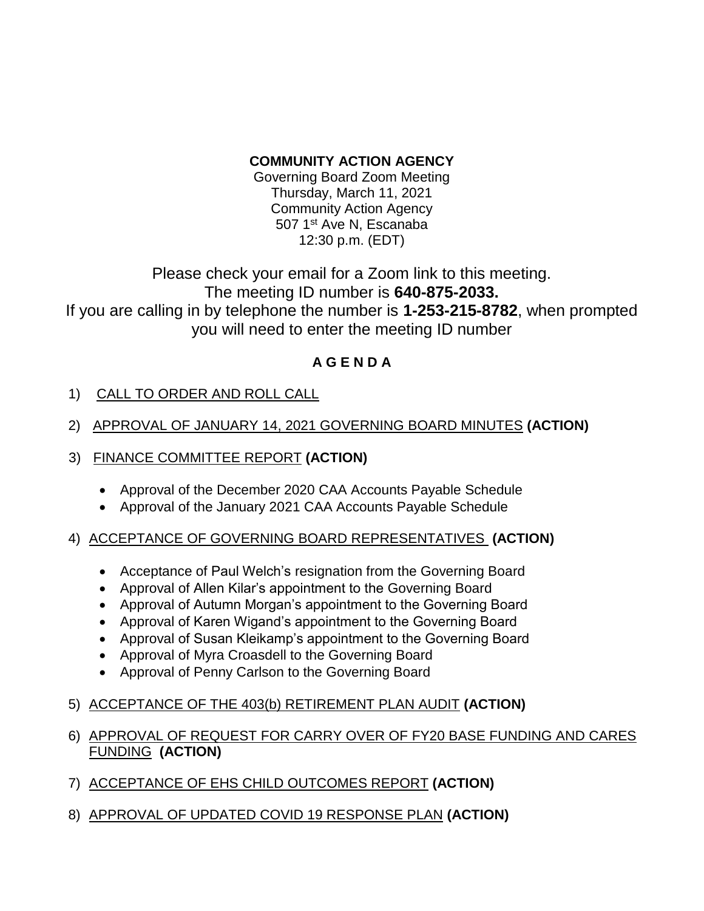**COMMUNITY ACTION AGENCY**

Governing Board Zoom Meeting
Thursday, March 11, 2021
Community Action Agency
507 1st Ave N, Escanaba
12:30 p.m. (EDT)

Please check your email for a Zoom link to this meeting.
The meeting ID number is **640-875-2033.**
If you are calling in by telephone the number is **1-253-215-8782**, when prompted you will need to enter the meeting ID number

**A G E N D A**

1) CALL TO ORDER AND ROLL CALL

2) APPROVAL OF JANUARY 14, 2021 GOVERNING BOARD MINUTES **(ACTION)**

3) FINANCE COMMITTEE REPORT **(ACTION)**
   - Approval of the December 2020 CAA Accounts Payable Schedule
   - Approval of the January 2021 CAA Accounts Payable Schedule

4) ACCEPTANCE OF GOVERNING BOARD REPRESENTATIVES **(ACTION)**
   - Acceptance of Paul Welch's resignation from the Governing Board
   - Approval of Allen Kilar's appointment to the Governing Board
   - Approval of Autumn Morgan's appointment to the Governing Board
   - Approval of Karen Wigand's appointment to the Governing Board
   - Approval of Susan Kleikamp's appointment to the Governing Board
   - Approval of Myra Croasdell to the Governing Board
   - Approval of Penny Carlson to the Governing Board

5) ACCEPTANCE OF THE 403(b) RETIREMENT PLAN AUDIT **(ACTION)**

6) APPROVAL OF REQUEST FOR CARRY OVER OF FY20 BASE FUNDING AND CARES FUNDING **(ACTION)**

7) ACCEPTANCE OF EHS CHILD OUTCOMES REPORT **(ACTION)**

8) APPROVAL OF UPDATED COVID 19 RESPONSE PLAN **(ACTION)**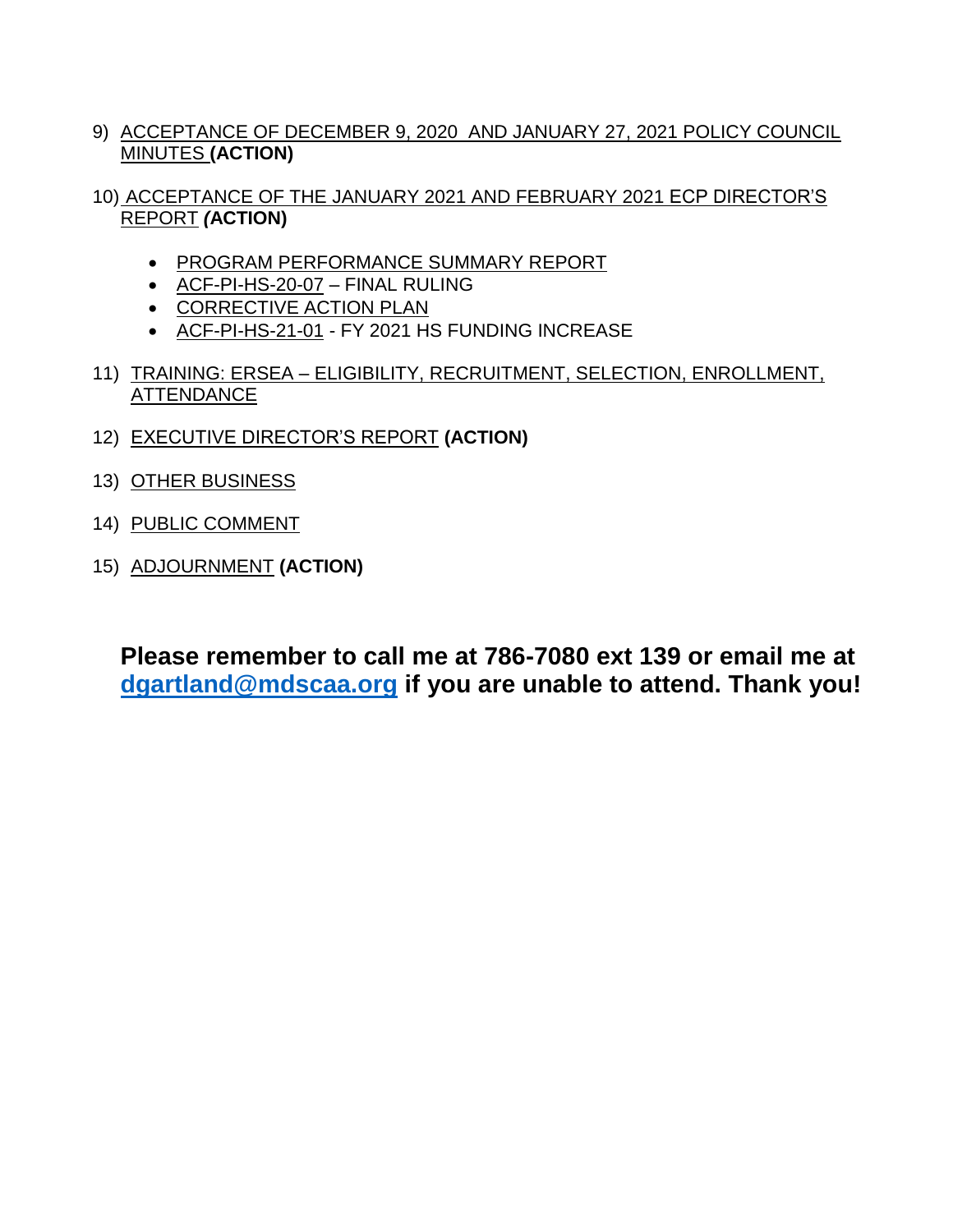9) ACCEPTANCE OF DECEMBER 9, 2020 AND JANUARY 27, 2021 POLICY COUNCIL MINUTES **(ACTION)**

10) ACCEPTANCE OF THE JANUARY 2021 AND FEBRUARY 2021 ECP DIRECTOR'S REPORT ***(*ACTION)**

    - PROGRAM PERFORMANCE SUMMARY REPORT
    - ACF-PI-HS-20-07 – FINAL RULING
    - CORRECTIVE ACTION PLAN
    - ACF-PI-HS-21-01 - FY 2021 HS FUNDING INCREASE

11) TRAINING: ERSEA – ELIGIBILITY, RECRUITMENT, SELECTION, ENROLLMENT, ATTENDANCE

12) EXECUTIVE DIRECTOR'S REPORT **(ACTION)**

13) OTHER BUSINESS

14) PUBLIC COMMENT

15) ADJOURNMENT **(ACTION)**

**Please remember to call me at 786-7080 ext 139 or email me at [dgartland@mdscaa.org](mailto:dgartland@mdscaa.org) if you are unable to attend. Thank you!**